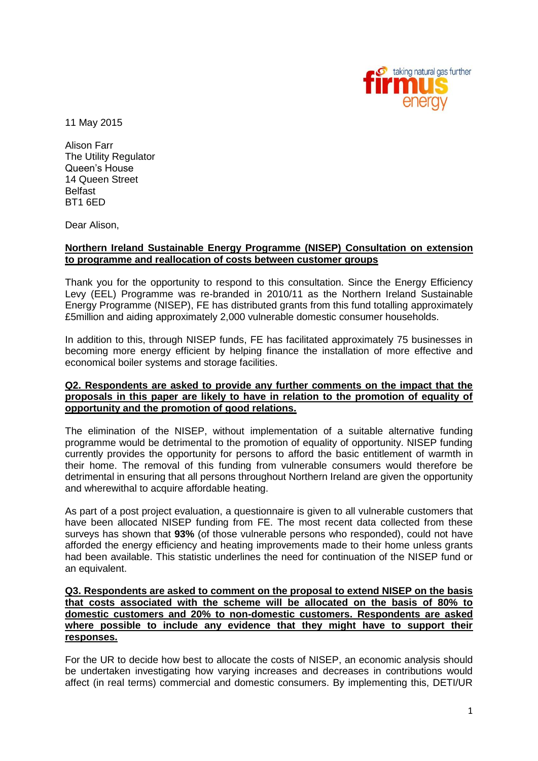11 May 2015

Alison Farr
The Utility Regulator
Queen's House
14 Queen Street
Belfast
BT1 6ED

Dear Alison,

**Northern Ireland Sustainable Energy Programme (NISEP) Consultation on extension to programme and reallocation of costs between customer groups**

Thank you for the opportunity to respond to this consultation. Since the Energy Efficiency Levy (EEL) Programme was re-branded in 2010/11 as the Northern Ireland Sustainable Energy Programme (NISEP), FE has distributed grants from this fund totalling approximately £5million and aiding approximately 2,000 vulnerable domestic consumer households.

In addition to this, through NISEP funds, FE has facilitated approximately 75 businesses in becoming more energy efficient by helping finance the installation of more effective and economical boiler systems and storage facilities.

**Q2. Respondents are asked to provide any further comments on the impact that the proposals in this paper are likely to have in relation to the promotion of equality of opportunity and the promotion of good relations.**

The elimination of the NISEP, without implementation of a suitable alternative funding programme would be detrimental to the promotion of equality of opportunity. NISEP funding currently provides the opportunity for persons to afford the basic entitlement of warmth in their home. The removal of this funding from vulnerable consumers would therefore be detrimental in ensuring that all persons throughout Northern Ireland are given the opportunity and wherewithal to acquire affordable heating.

As part of a post project evaluation, a questionnaire is given to all vulnerable customers that have been allocated NISEP funding from FE. The most recent data collected from these surveys has shown that **93%** (of those vulnerable persons who responded), could not have afforded the energy efficiency and heating improvements made to their home unless grants had been available. This statistic underlines the need for continuation of the NISEP fund or an equivalent.

**Q3. Respondents are asked to comment on the proposal to extend NISEP on the basis that costs associated with the scheme will be allocated on the basis of 80% to domestic customers and 20% to non-domestic customers. Respondents are asked where possible to include any evidence that they might have to support their responses.**

For the UR to decide how best to allocate the costs of NISEP, an economic analysis should be undertaken investigating how varying increases and decreases in contributions would affect (in real terms) commercial and domestic consumers. By implementing this, DETI/UR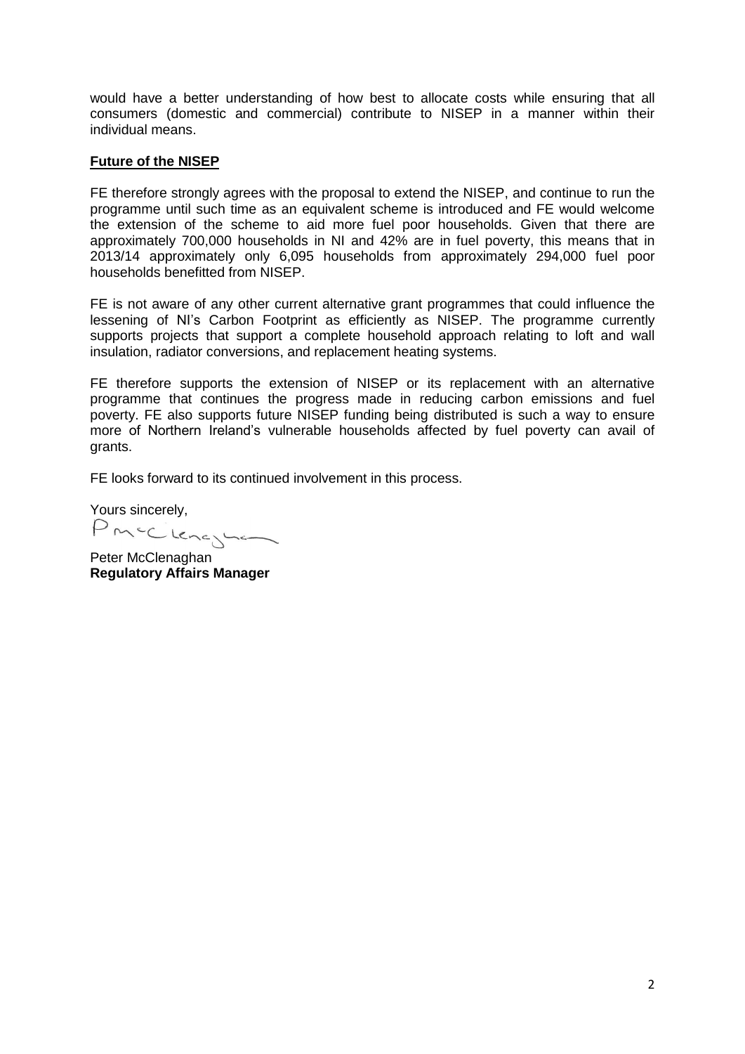would have a better understanding of how best to allocate costs while ensuring that all consumers (domestic and commercial) contribute to NISEP in a manner within their individual means.

**Future of the NISEP**

FE therefore strongly agrees with the proposal to extend the NISEP, and continue to run the programme until such time as an equivalent scheme is introduced and FE would welcome the extension of the scheme to aid more fuel poor households. Given that there are approximately 700,000 households in NI and 42% are in fuel poverty, this means that in 2013/14 approximately only 6,095 households from approximately 294,000 fuel poor households benefitted from NISEP.

FE is not aware of any other current alternative grant programmes that could influence the lessening of NI's Carbon Footprint as efficiently as NISEP. The programme currently supports projects that support a complete household approach relating to loft and wall insulation, radiator conversions, and replacement heating systems.

FE therefore supports the extension of NISEP or its replacement with an alternative programme that continues the progress made in reducing carbon emissions and fuel poverty. FE also supports future NISEP funding being distributed is such a way to ensure more of Northern Ireland's vulnerable households affected by fuel poverty can avail of grants.

FE looks forward to its continued involvement in this process.

Yours sincerely,

P McClenaghan

Peter McClenaghan
**Regulatory Affairs Manager**